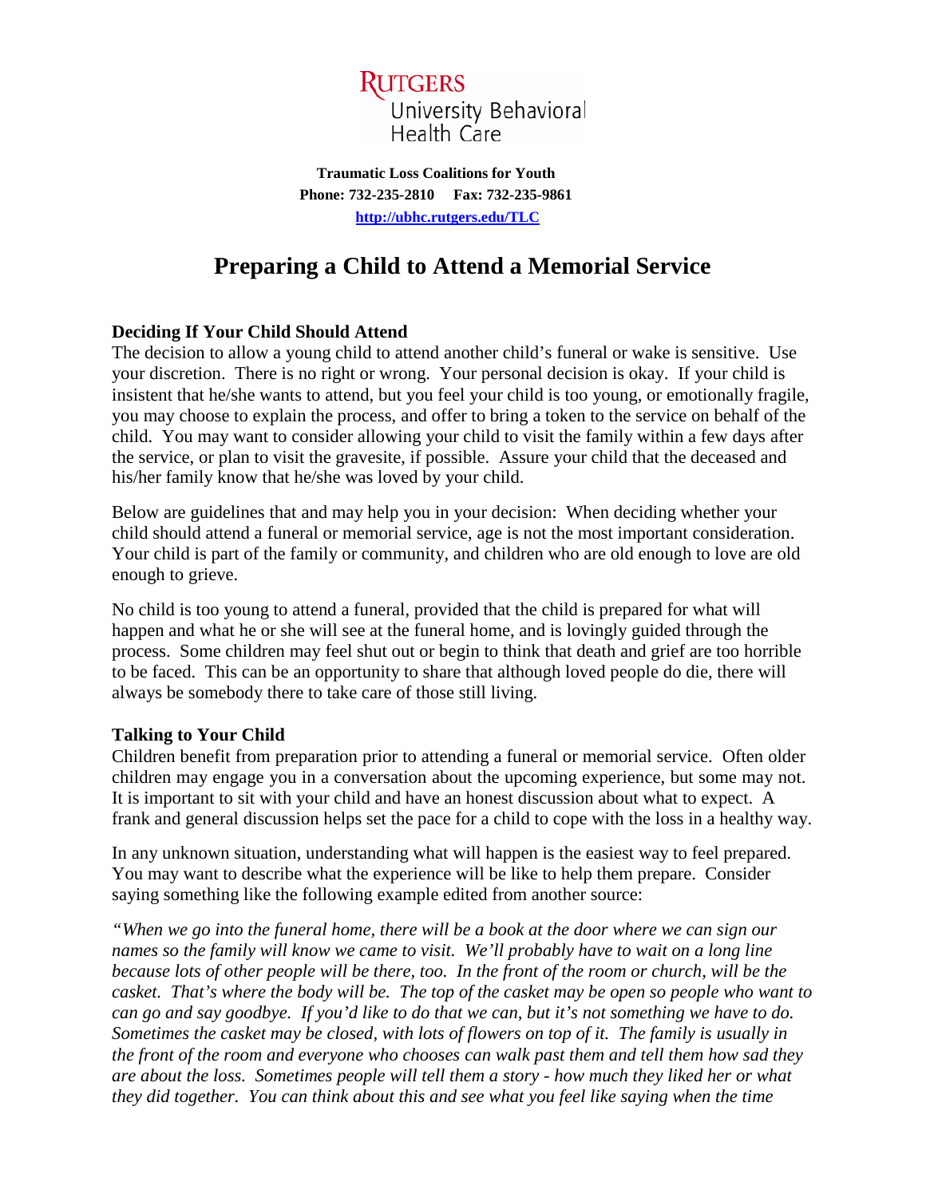**Traumatic Loss Coalitions for Youth**
**Phone: 732-235-2810 Fax: 732-235-9861**
**http://ubhc.rutgers.edu/TLC**

# Preparing a Child to Attend a Memorial Service

### Deciding If Your Child Should Attend

The decision to allow a young child to attend another child's funeral or wake is sensitive. Use your discretion. There is no right or wrong. Your personal decision is okay. If your child is insistent that he/she wants to attend, but you feel your child is too young, or emotionally fragile, you may choose to explain the process, and offer to bring a token to the service on behalf of the child. You may want to consider allowing your child to visit the family within a few days after the service, or plan to visit the gravesite, if possible. Assure your child that the deceased and his/her family know that he/she was loved by your child.

Below are guidelines that and may help you in your decision: When deciding whether your child should attend a funeral or memorial service, age is not the most important consideration. Your child is part of the family or community, and children who are old enough to love are old enough to grieve.

No child is too young to attend a funeral, provided that the child is prepared for what will happen and what he or she will see at the funeral home, and is lovingly guided through the process. Some children may feel shut out or begin to think that death and grief are too horrible to be faced. This can be an opportunity to share that although loved people do die, there will always be somebody there to take care of those still living.

### Talking to Your Child

Children benefit from preparation prior to attending a funeral or memorial service. Often older children may engage you in a conversation about the upcoming experience, but some may not. It is important to sit with your child and have an honest discussion about what to expect. A frank and general discussion helps set the pace for a child to cope with the loss in a healthy way.

In any unknown situation, understanding what will happen is the easiest way to feel prepared. You may want to describe what the experience will be like to help them prepare. Consider saying something like the following example edited from another source:

*"When we go into the funeral home, there will be a book at the door where we can sign our names so the family will know we came to visit. We'll probably have to wait on a long line because lots of other people will be there, too. In the front of the room or church, will be the casket. That's where the body will be. The top of the casket may be open so people who want to can go and say goodbye. If you'd like to do that we can, but it's not something we have to do. Sometimes the casket may be closed, with lots of flowers on top of it. The family is usually in the front of the room and everyone who chooses can walk past them and tell them how sad they are about the loss. Sometimes people will tell them a story - how much they liked her or what they did together. You can think about this and see what you feel like saying when the time*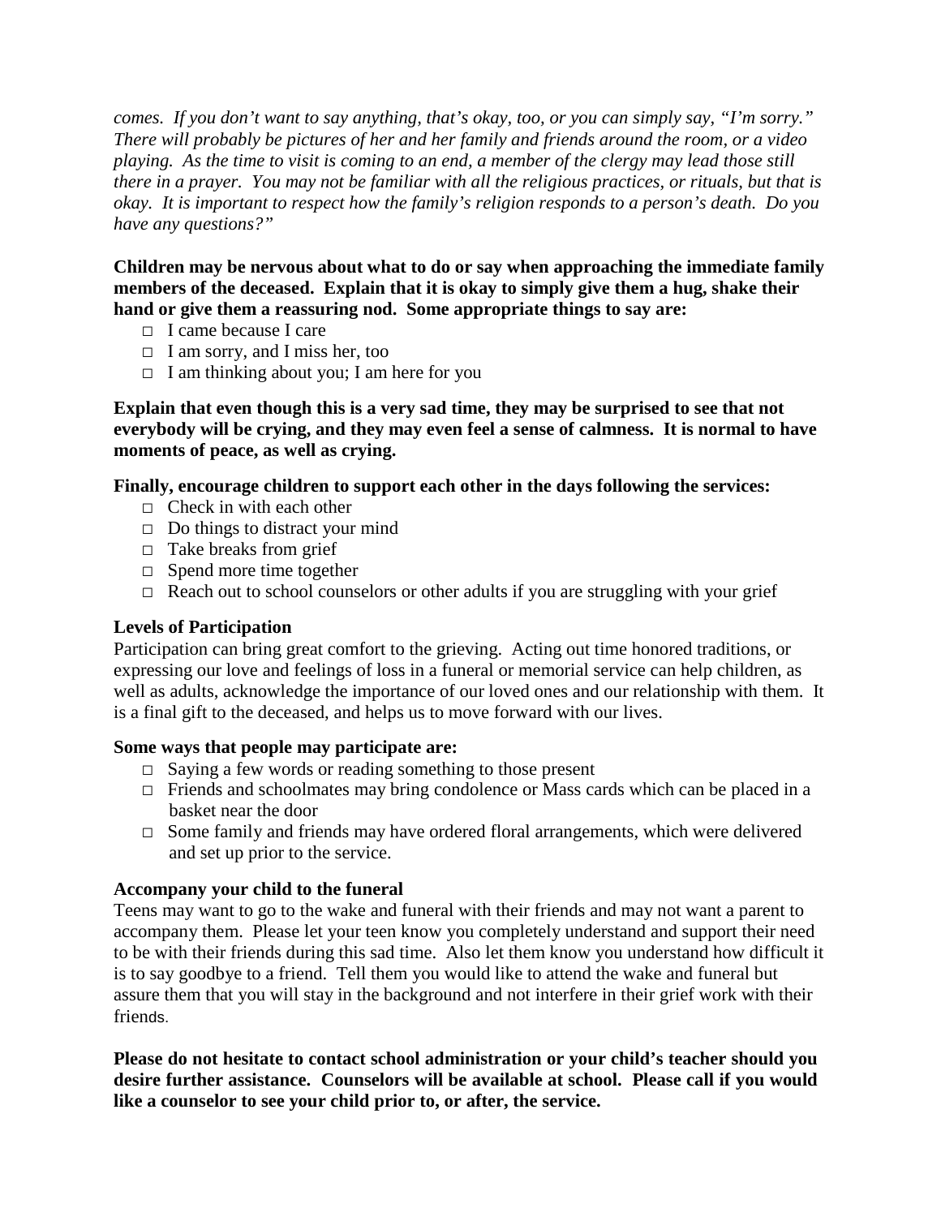*comes. If you don't want to say anything, that's okay, too, or you can simply say, "I'm sorry." There will probably be pictures of her and her family and friends around the room, or a video playing. As the time to visit is coming to an end, a member of the clergy may lead those still there in a prayer. You may not be familiar with all the religious practices, or rituals, but that is okay. It is important to respect how the family's religion responds to a person's death. Do you have any questions?"*

**Children may be nervous about what to do or say when approaching the immediate family members of the deceased. Explain that it is okay to simply give them a hug, shake their hand or give them a reassuring nod. Some appropriate things to say are:**

- I came because I care
- I am sorry, and I miss her, too
- I am thinking about you; I am here for you

**Explain that even though this is a very sad time, they may be surprised to see that not everybody will be crying, and they may even feel a sense of calmness. It is normal to have moments of peace, as well as crying.**

**Finally, encourage children to support each other in the days following the services:**

- Check in with each other
- Do things to distract your mind
- Take breaks from grief
- Spend more time together
- Reach out to school counselors or other adults if you are struggling with your grief

**Levels of Participation**

Participation can bring great comfort to the grieving. Acting out time honored traditions, or expressing our love and feelings of loss in a funeral or memorial service can help children, as well as adults, acknowledge the importance of our loved ones and our relationship with them. It is a final gift to the deceased, and helps us to move forward with our lives.

**Some ways that people may participate are:**

- Saying a few words or reading something to those present
- Friends and schoolmates may bring condolence or Mass cards which can be placed in a basket near the door
- Some family and friends may have ordered floral arrangements, which were delivered and set up prior to the service.

**Accompany your child to the funeral**

Teens may want to go to the wake and funeral with their friends and may not want a parent to accompany them. Please let your teen know you completely understand and support their need to be with their friends during this sad time. Also let them know you understand how difficult it is to say goodbye to a friend. Tell them you would like to attend the wake and funeral but assure them that you will stay in the background and not interfere in their grief work with their friends.

**Please do not hesitate to contact school administration or your child's teacher should you desire further assistance. Counselors will be available at school. Please call if you would like a counselor to see your child prior to, or after, the service.**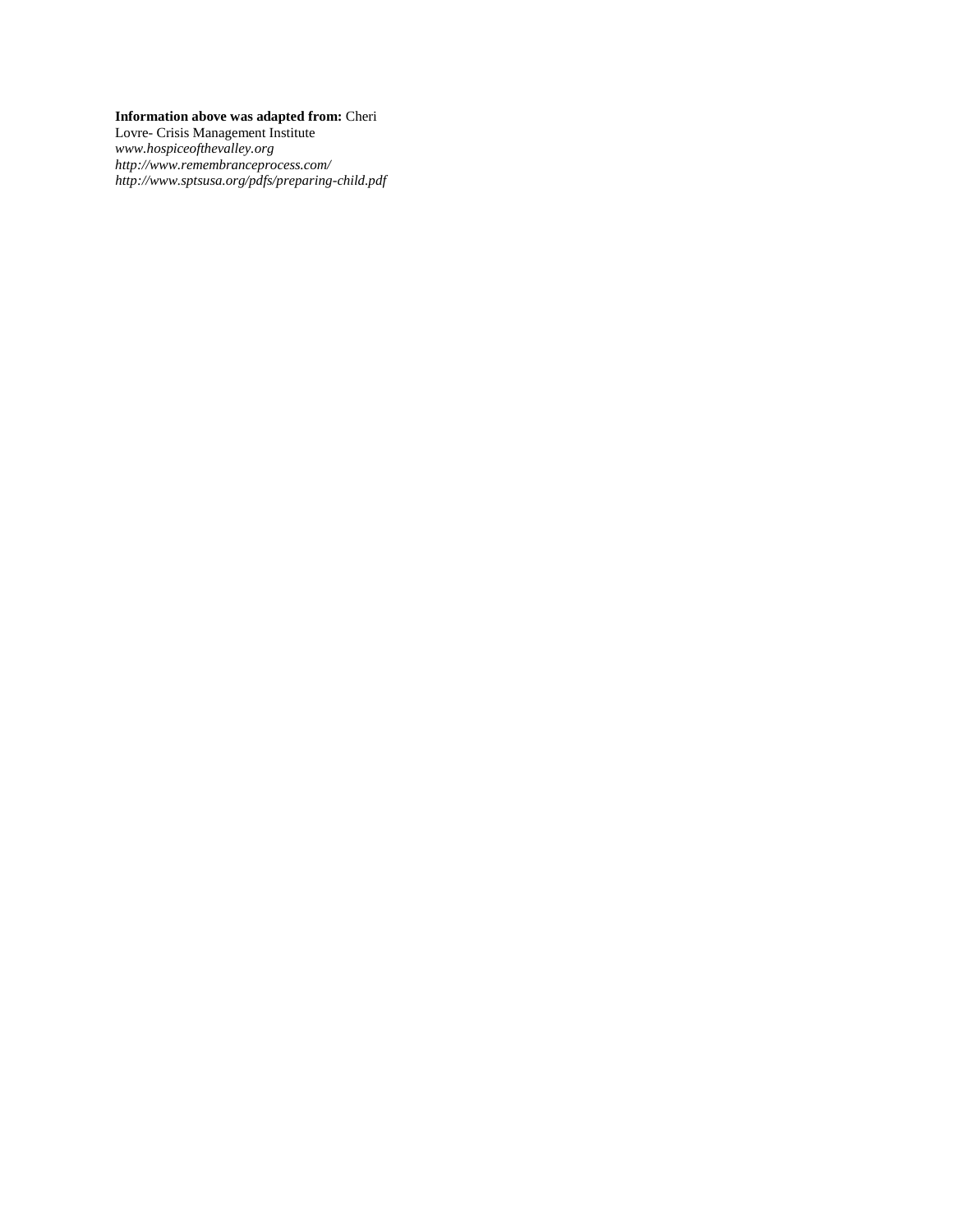**Information above was adapted from:** Cheri
Lovre- Crisis Management Institute
*www.hospiceofthevalley.org*
*http://www.remembranceprocess.com/*
*http://www.sptsusa.org/pdfs/preparing-child.pdf*